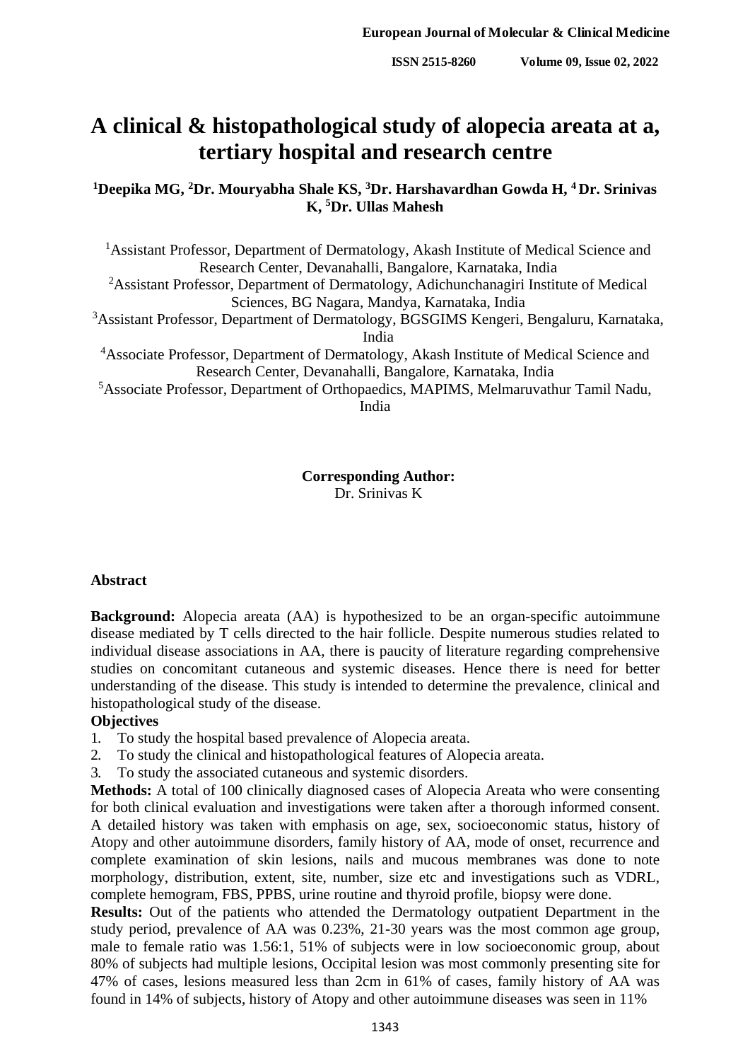# A clinical & histopathological study of alopecia areata at a, tertiary hospital and research centre

**[1]Deepika MG, [2]Dr. Mouryabha Shale KS, [3]Dr. Harshavardhan Gowda H, [4]Dr. Srinivas K, [5]Dr. Ullas Mahesh**

[1]Assistant Professor, Department of Dermatology, Akash Institute of Medical Science and Research Center, Devanahalli, Bangalore, Karnataka, India

[2]Assistant Professor, Department of Dermatology, Adichunchanagiri Institute of Medical Sciences, BG Nagara, Mandya, Karnataka, India

[3]Assistant Professor, Department of Dermatology, BGSGIMS Kengeri, Bengaluru, Karnataka, India

[4]Associate Professor, Department of Dermatology, Akash Institute of Medical Science and Research Center, Devanahalli, Bangalore, Karnataka, India

[5]Associate Professor, Department of Orthopaedics, MAPIMS, Melmaruvathur Tamil Nadu, India

**Corresponding Author:**
Dr. Srinivas K

## Abstract

**Background:** Alopecia areata (AA) is hypothesized to be an organ-specific autoimmune disease mediated by T cells directed to the hair follicle. Despite numerous studies related to individual disease associations in AA, there is paucity of literature regarding comprehensive studies on concomitant cutaneous and systemic diseases. Hence there is need for better understanding of the disease. This study is intended to determine the prevalence, clinical and histopathological study of the disease.

**Objectives**

1. To study the hospital based prevalence of Alopecia areata.
2. To study the clinical and histopathological features of Alopecia areata.
3. To study the associated cutaneous and systemic disorders.

**Methods:** A total of 100 clinically diagnosed cases of Alopecia Areata who were consenting for both clinical evaluation and investigations were taken after a thorough informed consent. A detailed history was taken with emphasis on age, sex, socioeconomic status, history of Atopy and other autoimmune disorders, family history of AA, mode of onset, recurrence and complete examination of skin lesions, nails and mucous membranes was done to note morphology, distribution, extent, site, number, size etc and investigations such as VDRL, complete hemogram, FBS, PPBS, urine routine and thyroid profile, biopsy were done.

**Results:** Out of the patients who attended the Dermatology outpatient Department in the study period, prevalence of AA was 0.23%, 21-30 years was the most common age group, male to female ratio was 1.56:1, 51% of subjects were in low socioeconomic group, about 80% of subjects had multiple lesions, Occipital lesion was most commonly presenting site for 47% of cases, lesions measured less than 2cm in 61% of cases, family history of AA was found in 14% of subjects, history of Atopy and other autoimmune diseases was seen in 11%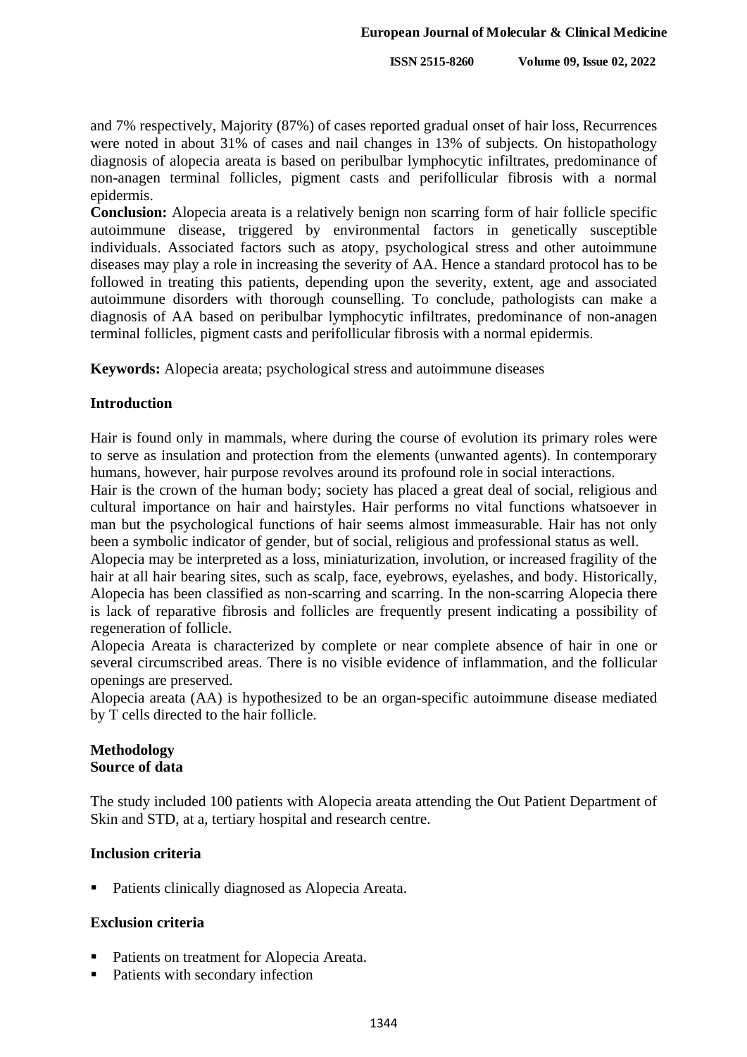and 7% respectively, Majority (87%) of cases reported gradual onset of hair loss, Recurrences were noted in about 31% of cases and nail changes in 13% of subjects. On histopathology diagnosis of alopecia areata is based on peribulbar lymphocytic infiltrates, predominance of non-anagen terminal follicles, pigment casts and perifollicular fibrosis with a normal epidermis.

**Conclusion:** Alopecia areata is a relatively benign non scarring form of hair follicle specific autoimmune disease, triggered by environmental factors in genetically susceptible individuals. Associated factors such as atopy, psychological stress and other autoimmune diseases may play a role in increasing the severity of AA. Hence a standard protocol has to be followed in treating this patients, depending upon the severity, extent, age and associated autoimmune disorders with thorough counselling. To conclude, pathologists can make a diagnosis of AA based on peribulbar lymphocytic infiltrates, predominance of non-anagen terminal follicles, pigment casts and perifollicular fibrosis with a normal epidermis.

**Keywords:** Alopecia areata; psychological stress and autoimmune diseases

## Introduction

Hair is found only in mammals, where during the course of evolution its primary roles were to serve as insulation and protection from the elements (unwanted agents). In contemporary humans, however, hair purpose revolves around its profound role in social interactions.

Hair is the crown of the human body; society has placed a great deal of social, religious and cultural importance on hair and hairstyles. Hair performs no vital functions whatsoever in man but the psychological functions of hair seems almost immeasurable. Hair has not only been a symbolic indicator of gender, but of social, religious and professional status as well.

Alopecia may be interpreted as a loss, miniaturization, involution, or increased fragility of the hair at all hair bearing sites, such as scalp, face, eyebrows, eyelashes, and body. Historically, Alopecia has been classified as non-scarring and scarring. In the non-scarring Alopecia there is lack of reparative fibrosis and follicles are frequently present indicating a possibility of regeneration of follicle.

Alopecia Areata is characterized by complete or near complete absence of hair in one or several circumscribed areas. There is no visible evidence of inflammation, and the follicular openings are preserved.

Alopecia areata (AA) is hypothesized to be an organ-specific autoimmune disease mediated by T cells directed to the hair follicle.

## Methodology

### Source of data

The study included 100 patients with Alopecia areata attending the Out Patient Department of Skin and STD, at a, tertiary hospital and research centre.

### Inclusion criteria

- Patients clinically diagnosed as Alopecia Areata.

### Exclusion criteria

- Patients on treatment for Alopecia Areata.
- Patients with secondary infection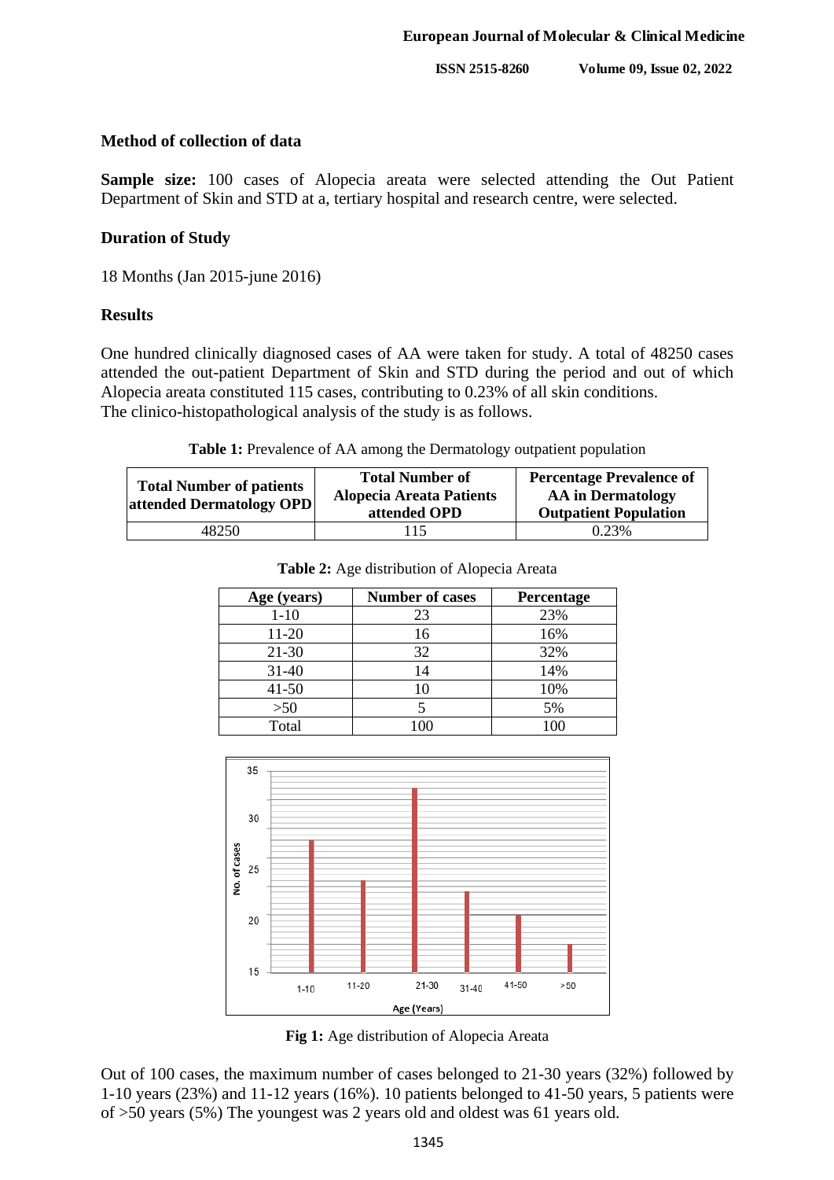### Method of collection of data

**Sample size:** 100 cases of Alopecia areata were selected attending the Out Patient Department of Skin and STD at a, tertiary hospital and research centre, were selected.

### Duration of Study

18 Months (Jan 2015-june 2016)

### Results

One hundred clinically diagnosed cases of AA were taken for study. A total of 48250 cases attended the out-patient Department of Skin and STD during the period and out of which Alopecia areata constituted 115 cases, contributing to 0.23% of all skin conditions.
The clinico-histopathological analysis of the study is as follows.

**Table 1:** Prevalence of AA among the Dermatology outpatient population

| Total Number of patients attended Dermatology OPD | Total Number of Alopecia Areata Patients attended OPD | Percentage Prevalence of AA in Dermatology Outpatient Population |
|---|---|---|
| 48250 | 115 | 0.23% |

**Table 2:** Age distribution of Alopecia Areata

| Age (years) | Number of cases | Percentage |
|---|---|---|
| 1-10 | 23 | 23% |
| 11-20 | 16 | 16% |
| 21-30 | 32 | 32% |
| 31-40 | 14 | 14% |
| 41-50 | 10 | 10% |
| >50 | 5 | 5% |
| Total | 100 | 100 |

No. of cases
35
30
25
20
15
1-10
11-20
21-30
31-40
41-50
>50
Age (Years)

**Fig 1:** Age distribution of Alopecia Areata

Out of 100 cases, the maximum number of cases belonged to 21-30 years (32%) followed by 1-10 years (23%) and 11-12 years (16%). 10 patients belonged to 41-50 years, 5 patients were of >50 years (5%) The youngest was 2 years old and oldest was 61 years old.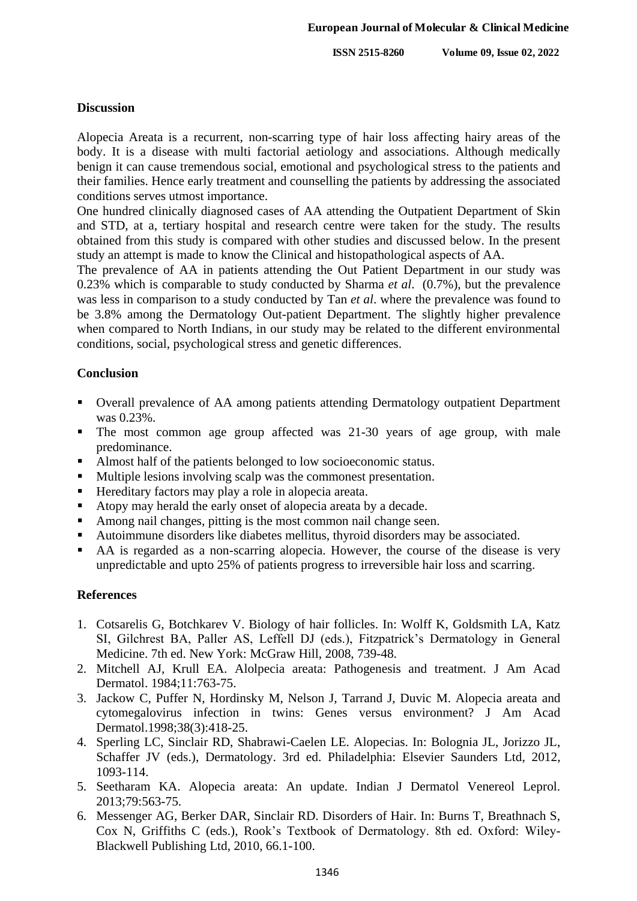## Discussion

Alopecia Areata is a recurrent, non-scarring type of hair loss affecting hairy areas of the body. It is a disease with multi factorial aetiology and associations. Although medically benign it can cause tremendous social, emotional and psychological stress to the patients and their families. Hence early treatment and counselling the patients by addressing the associated conditions serves utmost importance.

One hundred clinically diagnosed cases of AA attending the Outpatient Department of Skin and STD, at a, tertiary hospital and research centre were taken for the study. The results obtained from this study is compared with other studies and discussed below. In the present study an attempt is made to know the Clinical and histopathological aspects of AA.

The prevalence of AA in patients attending the Out Patient Department in our study was 0.23% which is comparable to study conducted by Sharma *et al*. (0.7%), but the prevalence was less in comparison to a study conducted by Tan *et al*. where the prevalence was found to be 3.8% among the Dermatology Out-patient Department. The slightly higher prevalence when compared to North Indians, in our study may be related to the different environmental conditions, social, psychological stress and genetic differences.

## Conclusion

- Overall prevalence of AA among patients attending Dermatology outpatient Department was 0.23%.
- The most common age group affected was 21-30 years of age group, with male predominance.
- Almost half of the patients belonged to low socioeconomic status.
- Multiple lesions involving scalp was the commonest presentation.
- Hereditary factors may play a role in alopecia areata.
- Atopy may herald the early onset of alopecia areata by a decade.
- Among nail changes, pitting is the most common nail change seen.
- Autoimmune disorders like diabetes mellitus, thyroid disorders may be associated.
- AA is regarded as a non-scarring alopecia. However, the course of the disease is very unpredictable and upto 25% of patients progress to irreversible hair loss and scarring.

## References

1. Cotsarelis G, Botchkarev V. Biology of hair follicles. In: Wolff K, Goldsmith LA, Katz SI, Gilchrest BA, Paller AS, Leffell DJ (eds.), Fitzpatrick's Dermatology in General Medicine. 7th ed. New York: McGraw Hill, 2008, 739-48.
2. Mitchell AJ, Krull EA. Alolpecia areata: Pathogenesis and treatment. J Am Acad Dermatol. 1984;11:763-75.
3. Jackow C, Puffer N, Hordinsky M, Nelson J, Tarrand J, Duvic M. Alopecia areata and cytomegalovirus infection in twins: Genes versus environment? J Am Acad Dermatol.1998;38(3):418-25.
4. Sperling LC, Sinclair RD, Shabrawi-Caelen LE. Alopecias. In: Bolognia JL, Jorizzo JL, Schaffer JV (eds.), Dermatology. 3rd ed. Philadelphia: Elsevier Saunders Ltd, 2012, 1093-114.
5. Seetharam KA. Alopecia areata: An update. Indian J Dermatol Venereol Leprol. 2013;79:563-75.
6. Messenger AG, Berker DAR, Sinclair RD. Disorders of Hair. In: Burns T, Breathnach S, Cox N, Griffiths C (eds.), Rook's Textbook of Dermatology. 8th ed. Oxford: Wiley-Blackwell Publishing Ltd, 2010, 66.1-100.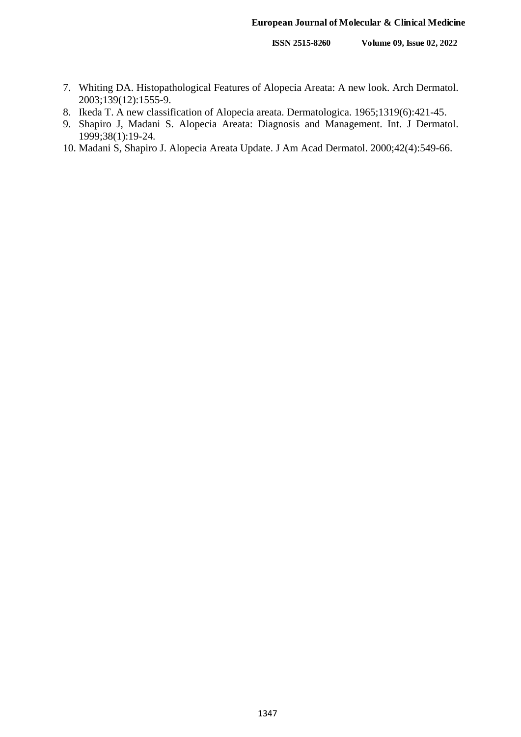7. Whiting DA. Histopathological Features of Alopecia Areata: A new look. Arch Dermatol. 2003;139(12):1555-9.
8. Ikeda T. A new classification of Alopecia areata. Dermatologica. 1965;1319(6):421-45.
9. Shapiro J, Madani S. Alopecia Areata: Diagnosis and Management. Int. J Dermatol. 1999;38(1):19-24.
10. Madani S, Shapiro J. Alopecia Areata Update. J Am Acad Dermatol. 2000;42(4):549-66.